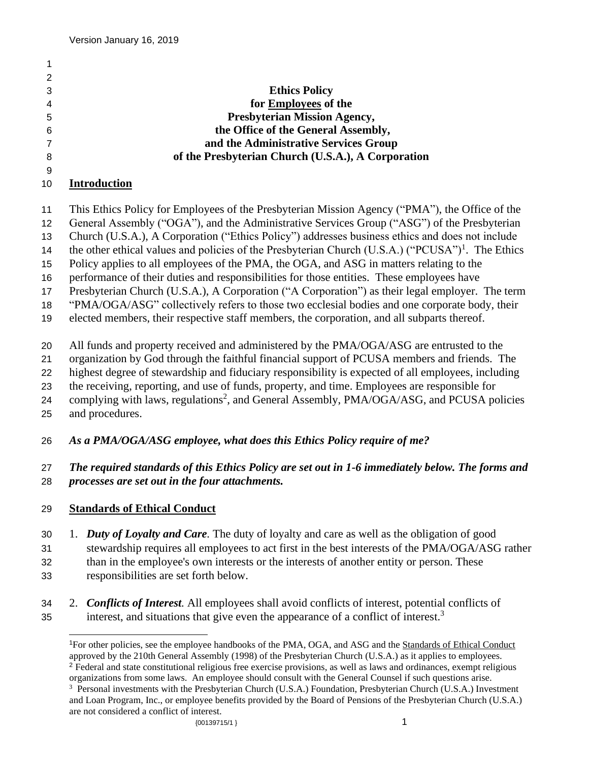Version January 16, 2019

**Ethics Policy**
**for Employees of the**
**Presbyterian Mission Agency,**
**the Office of the General Assembly,**
**and the Administrative Services Group**
**of the Presbyterian Church (U.S.A.), A Corporation**

## Introduction

This Ethics Policy for Employees of the Presbyterian Mission Agency ("PMA"), the Office of the General Assembly ("OGA"), and the Administrative Services Group ("ASG") of the Presbyterian Church (U.S.A.), A Corporation ("Ethics Policy") addresses business ethics and does not include the other ethical values and policies of the Presbyterian Church (U.S.A.) ("PCUSA")[1]. The Ethics Policy applies to all employees of the PMA, the OGA, and ASG in matters relating to the performance of their duties and responsibilities for those entities. These employees have Presbyterian Church (U.S.A.), A Corporation ("A Corporation") as their legal employer. The term "PMA/OGA/ASG" collectively refers to those two ecclesial bodies and one corporate body, their elected members, their respective staff members, the corporation, and all subparts thereof.

All funds and property received and administered by the PMA/OGA/ASG are entrusted to the organization by God through the faithful financial support of PCUSA members and friends. The highest degree of stewardship and fiduciary responsibility is expected of all employees, including the receiving, reporting, and use of funds, property, and time. Employees are responsible for complying with laws, regulations[2], and General Assembly, PMA/OGA/ASG, and PCUSA policies and procedures.

***As a PMA/OGA/ASG employee, what does this Ethics Policy require of me?***

***The required standards of this Ethics Policy are set out in 1-6 immediately below. The forms and processes are set out in the four attachments.***

## Standards of Ethical Conduct

1. ***Duty of Loyalty and Care.*** The duty of loyalty and care as well as the obligation of good stewardship requires all employees to act first in the best interests of the PMA/OGA/ASG rather than in the employee's own interests or the interests of another entity or person. These responsibilities are set forth below.

2. ***Conflicts of Interest.*** All employees shall avoid conflicts of interest, potential conflicts of interest, and situations that give even the appearance of a conflict of interest.[3]

---

[1] For other policies, see the employee handbooks of the PMA, OGA, and ASG and the Standards of Ethical Conduct approved by the 210th General Assembly (1998) of the Presbyterian Church (U.S.A.) as it applies to employees.

[2] Federal and state constitutional religious free exercise provisions, as well as laws and ordinances, exempt religious organizations from some laws. An employee should consult with the General Counsel if such questions arise.

[3] Personal investments with the Presbyterian Church (U.S.A.) Foundation, Presbyterian Church (U.S.A.) Investment and Loan Program, Inc., or employee benefits provided by the Board of Pensions of the Presbyterian Church (U.S.A.) are not considered a conflict of interest.

{00139715/1 }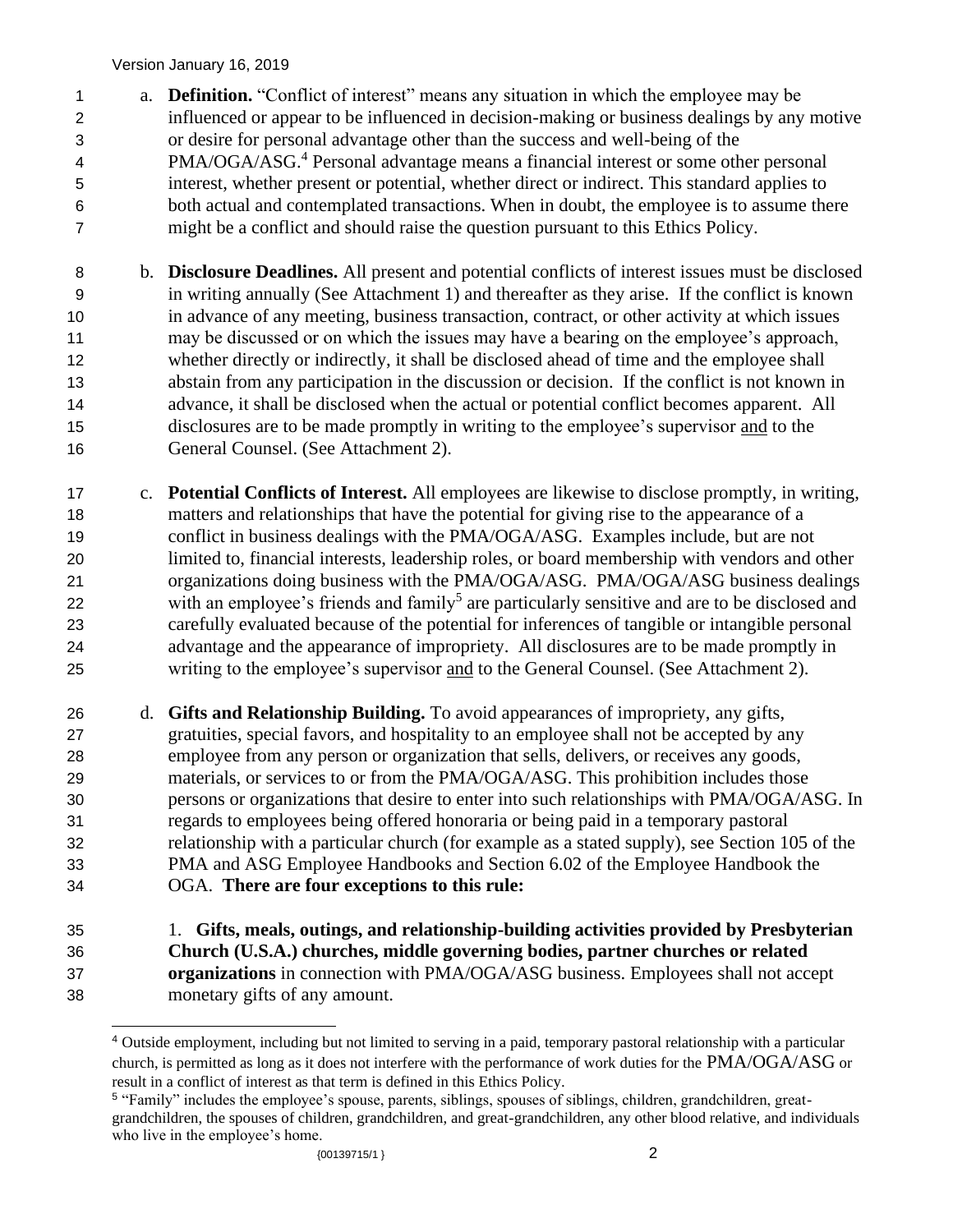a. **Definition.** "Conflict of interest" means any situation in which the employee may be influenced or appear to be influenced in decision-making or business dealings by any motive or desire for personal advantage other than the success and well-being of the PMA/OGA/ASG.[4] Personal advantage means a financial interest or some other personal interest, whether present or potential, whether direct or indirect. This standard applies to both actual and contemplated transactions. When in doubt, the employee is to assume there might be a conflict and should raise the question pursuant to this Ethics Policy.

b. **Disclosure Deadlines.** All present and potential conflicts of interest issues must be disclosed in writing annually (See Attachment 1) and thereafter as they arise. If the conflict is known in advance of any meeting, business transaction, contract, or other activity at which issues may be discussed or on which the issues may have a bearing on the employee's approach, whether directly or indirectly, it shall be disclosed ahead of time and the employee shall abstain from any participation in the discussion or decision. If the conflict is not known in advance, it shall be disclosed when the actual or potential conflict becomes apparent. All disclosures are to be made promptly in writing to the employee's supervisor <u>and</u> to the General Counsel. (See Attachment 2).

c. **Potential Conflicts of Interest.** All employees are likewise to disclose promptly, in writing, matters and relationships that have the potential for giving rise to the appearance of a conflict in business dealings with the PMA/OGA/ASG. Examples include, but are not limited to, financial interests, leadership roles, or board membership with vendors and other organizations doing business with the PMA/OGA/ASG. PMA/OGA/ASG business dealings with an employee's friends and family[5] are particularly sensitive and are to be disclosed and carefully evaluated because of the potential for inferences of tangible or intangible personal advantage and the appearance of impropriety. All disclosures are to be made promptly in writing to the employee's supervisor <u>and</u> to the General Counsel. (See Attachment 2).

d. **Gifts and Relationship Building.** To avoid appearances of impropriety, any gifts, gratuities, special favors, and hospitality to an employee shall not be accepted by any employee from any person or organization that sells, delivers, or receives any goods, materials, or services to or from the PMA/OGA/ASG. This prohibition includes those persons or organizations that desire to enter into such relationships with PMA/OGA/ASG. In regards to employees being offered honoraria or being paid in a temporary pastoral relationship with a particular church (for example as a stated supply), see Section 105 of the PMA and ASG Employee Handbooks and Section 6.02 of the Employee Handbook the OGA. **There are four exceptions to this rule:**

1. **Gifts, meals, outings, and relationship-building activities provided by Presbyterian Church (U.S.A.) churches, middle governing bodies, partner churches or related organizations** in connection with PMA/OGA/ASG business. Employees shall not accept monetary gifts of any amount.

---

[4] Outside employment, including but not limited to serving in a paid, temporary pastoral relationship with a particular church, is permitted as long as it does not interfere with the performance of work duties for the PMA/OGA/ASG or result in a conflict of interest as that term is defined in this Ethics Policy.

[5] "Family" includes the employee's spouse, parents, siblings, spouses of siblings, children, grandchildren, great-grandchildren, the spouses of children, grandchildren, and great-grandchildren, any other blood relative, and individuals who live in the employee's home.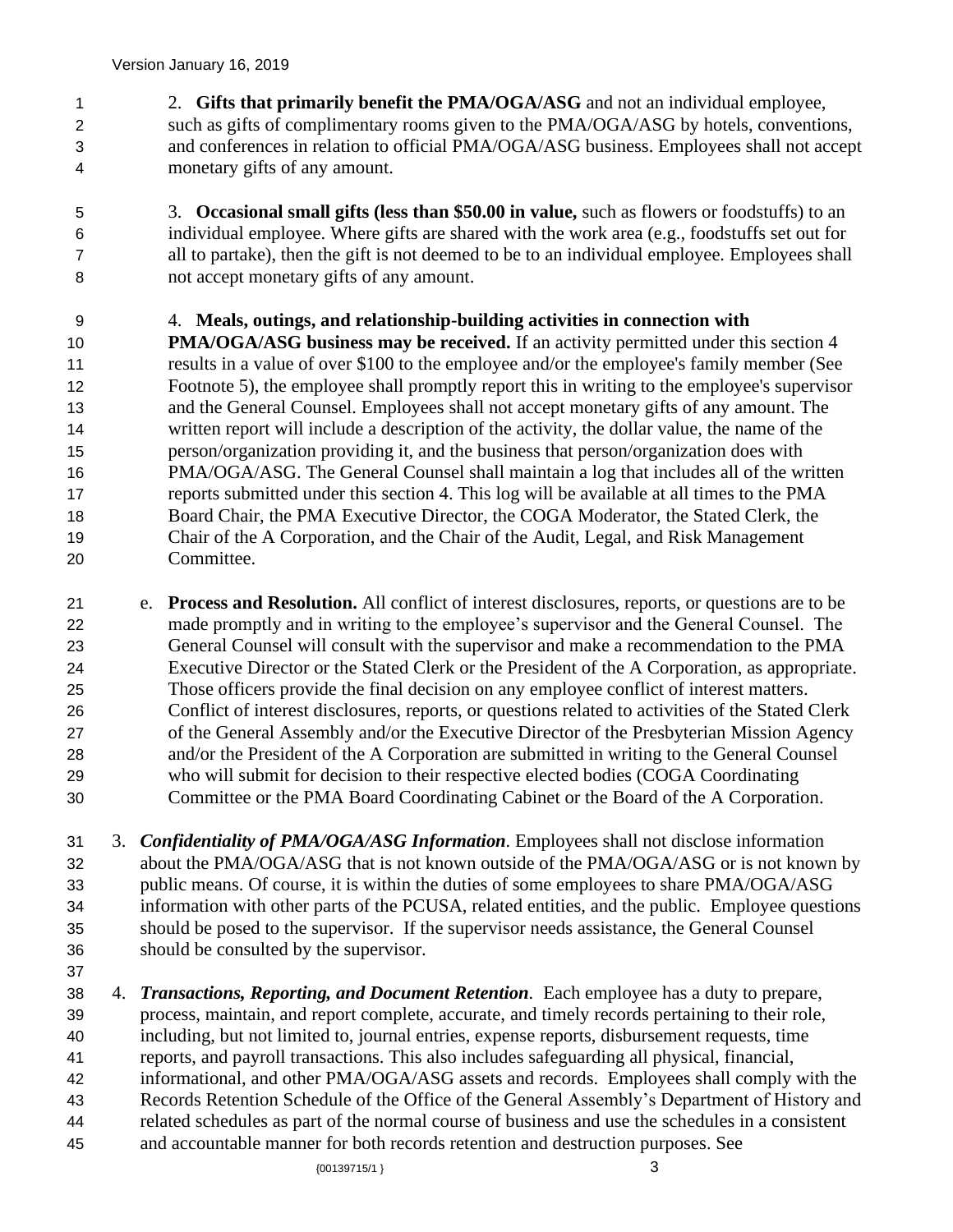2. **Gifts that primarily benefit the PMA/OGA/ASG** and not an individual employee, such as gifts of complimentary rooms given to the PMA/OGA/ASG by hotels, conventions, and conferences in relation to official PMA/OGA/ASG business. Employees shall not accept monetary gifts of any amount.

3. **Occasional small gifts (less than $50.00 in value,** such as flowers or foodstuffs) to an individual employee. Where gifts are shared with the work area (e.g., foodstuffs set out for all to partake), then the gift is not deemed to be to an individual employee. Employees shall not accept monetary gifts of any amount.

4. **Meals, outings, and relationship-building activities in connection with PMA/OGA/ASG business may be received.** If an activity permitted under this section 4 results in a value of over $100 to the employee and/or the employee's family member (See Footnote 5), the employee shall promptly report this in writing to the employee's supervisor and the General Counsel. Employees shall not accept monetary gifts of any amount. The written report will include a description of the activity, the dollar value, the name of the person/organization providing it, and the business that person/organization does with PMA/OGA/ASG. The General Counsel shall maintain a log that includes all of the written reports submitted under this section 4. This log will be available at all times to the PMA Board Chair, the PMA Executive Director, the COGA Moderator, the Stated Clerk, the Chair of the A Corporation, and the Chair of the Audit, Legal, and Risk Management Committee.

e. **Process and Resolution.** All conflict of interest disclosures, reports, or questions are to be made promptly and in writing to the employee's supervisor and the General Counsel. The General Counsel will consult with the supervisor and make a recommendation to the PMA Executive Director or the Stated Clerk or the President of the A Corporation, as appropriate. Those officers provide the final decision on any employee conflict of interest matters. Conflict of interest disclosures, reports, or questions related to activities of the Stated Clerk of the General Assembly and/or the Executive Director of the Presbyterian Mission Agency and/or the President of the A Corporation are submitted in writing to the General Counsel who will submit for decision to their respective elected bodies (COGA Coordinating Committee or the PMA Board Coordinating Cabinet or the Board of the A Corporation.

3. ***Confidentiality of PMA/OGA/ASG Information***. Employees shall not disclose information about the PMA/OGA/ASG that is not known outside of the PMA/OGA/ASG or is not known by public means. Of course, it is within the duties of some employees to share PMA/OGA/ASG information with other parts of the PCUSA, related entities, and the public. Employee questions should be posed to the supervisor. If the supervisor needs assistance, the General Counsel should be consulted by the supervisor.

4. ***Transactions, Reporting, and Document Retention***. Each employee has a duty to prepare, process, maintain, and report complete, accurate, and timely records pertaining to their role, including, but not limited to, journal entries, expense reports, disbursement requests, time reports, and payroll transactions. This also includes safeguarding all physical, financial, informational, and other PMA/OGA/ASG assets and records. Employees shall comply with the Records Retention Schedule of the Office of the General Assembly's Department of History and related schedules as part of the normal course of business and use the schedules in a consistent and accountable manner for both records retention and destruction purposes. See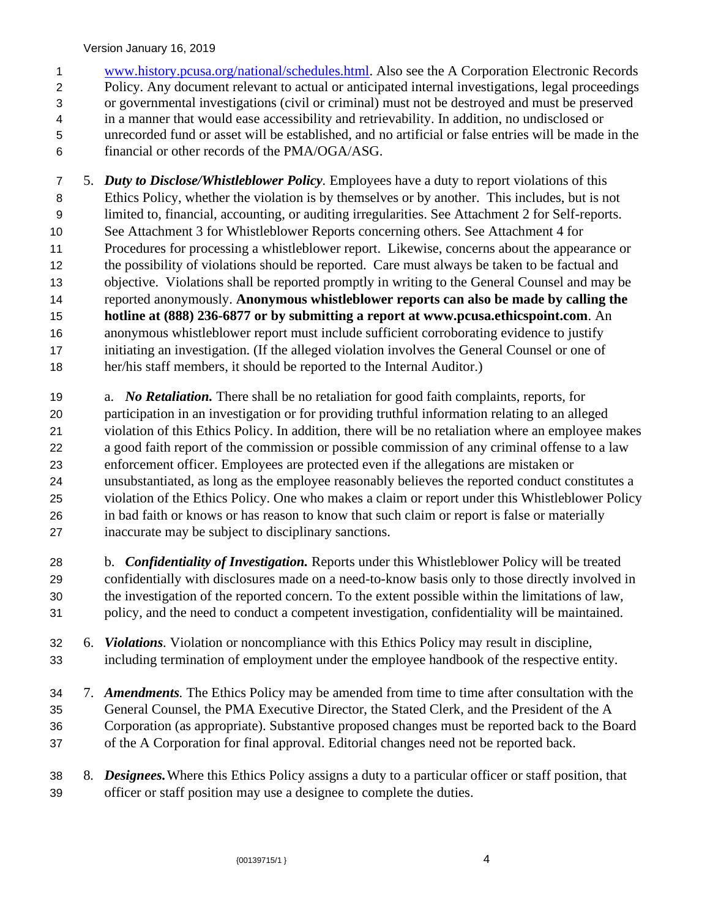www.history.pcusa.org/national/schedules.html. Also see the A Corporation Electronic Records Policy. Any document relevant to actual or anticipated internal investigations, legal proceedings or governmental investigations (civil or criminal) must not be destroyed and must be preserved in a manner that would ease accessibility and retrievability. In addition, no undisclosed or unrecorded fund or asset will be established, and no artificial or false entries will be made in the financial or other records of the PMA/OGA/ASG.

5. ***Duty to Disclose/Whistleblower Policy***. Employees have a duty to report violations of this Ethics Policy, whether the violation is by themselves or by another. This includes, but is not limited to, financial, accounting, or auditing irregularities. See Attachment 2 for Self-reports. See Attachment 3 for Whistleblower Reports concerning others. See Attachment 4 for Procedures for processing a whistleblower report. Likewise, concerns about the appearance or the possibility of violations should be reported. Care must always be taken to be factual and objective. Violations shall be reported promptly in writing to the General Counsel and may be reported anonymously. **Anonymous whistleblower reports can also be made by calling the hotline at (888) 236-6877 or by submitting a report at www.pcusa.ethicspoint.com**. An anonymous whistleblower report must include sufficient corroborating evidence to justify initiating an investigation. (If the alleged violation involves the General Counsel or one of her/his staff members, it should be reported to the Internal Auditor.)

   a. ***No Retaliation.*** There shall be no retaliation for good faith complaints, reports, for participation in an investigation or for providing truthful information relating to an alleged violation of this Ethics Policy. In addition, there will be no retaliation where an employee makes a good faith report of the commission or possible commission of any criminal offense to a law enforcement officer. Employees are protected even if the allegations are mistaken or unsubstantiated, as long as the employee reasonably believes the reported conduct constitutes a violation of the Ethics Policy. One who makes a claim or report under this Whistleblower Policy in bad faith or knows or has reason to know that such claim or report is false or materially inaccurate may be subject to disciplinary sanctions.

   b. ***Confidentiality of Investigation.*** Reports under this Whistleblower Policy will be treated confidentially with disclosures made on a need-to-know basis only to those directly involved in the investigation of the reported concern. To the extent possible within the limitations of law, policy, and the need to conduct a competent investigation, confidentiality will be maintained.

6. ***Violations***. Violation or noncompliance with this Ethics Policy may result in discipline, including termination of employment under the employee handbook of the respective entity.

7. ***Amendments***. The Ethics Policy may be amended from time to time after consultation with the General Counsel, the PMA Executive Director, the Stated Clerk, and the President of the A Corporation (as appropriate). Substantive proposed changes must be reported back to the Board of the A Corporation for final approval. Editorial changes need not be reported back.

8. ***Designees.*** Where this Ethics Policy assigns a duty to a particular officer or staff position, that officer or staff position may use a designee to complete the duties.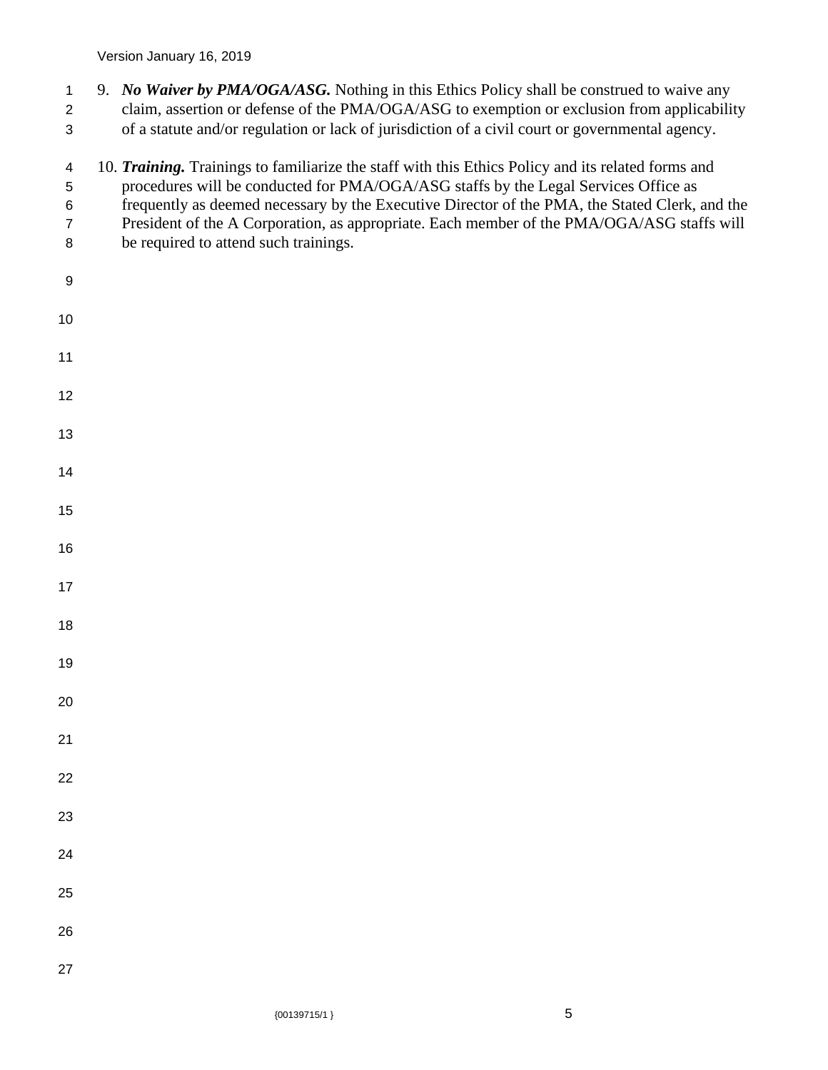9. ***No Waiver by PMA/OGA/ASG.*** Nothing in this Ethics Policy shall be construed to waive any claim, assertion or defense of the PMA/OGA/ASG to exemption or exclusion from applicability of a statute and/or regulation or lack of jurisdiction of a civil court or governmental agency.

10. ***Training.*** Trainings to familiarize the staff with this Ethics Policy and its related forms and procedures will be conducted for PMA/OGA/ASG staffs by the Legal Services Office as frequently as deemed necessary by the Executive Director of the PMA, the Stated Clerk, and the President of the A Corporation, as appropriate. Each member of the PMA/OGA/ASG staffs will be required to attend such trainings.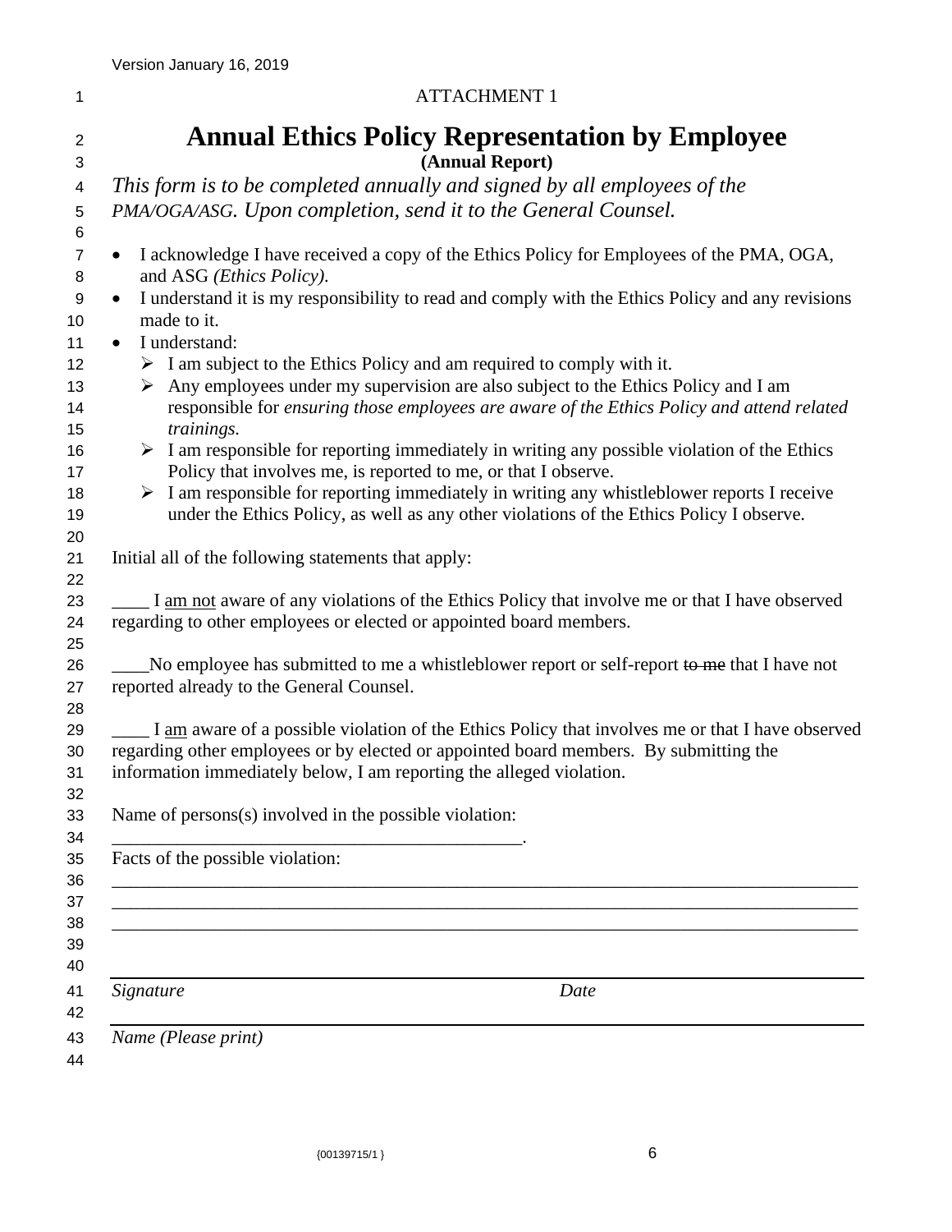ATTACHMENT 1

# Annual Ethics Policy Representation by Employee

**(Annual Report)**

*This form is to be completed annually and signed by all employees of the PMA/OGA/ASG. Upon completion, send it to the General Counsel.*

- I acknowledge I have received a copy of the Ethics Policy for Employees of the PMA, OGA, and ASG *(Ethics Policy).*
- I understand it is my responsibility to read and comply with the Ethics Policy and any revisions made to it.
- I understand:
  - I am subject to the Ethics Policy and am required to comply with it.
  - Any employees under my supervision are also subject to the Ethics Policy and I am responsible for *ensuring those employees are aware of the Ethics Policy and attend related trainings.*
  - I am responsible for reporting immediately in writing any possible violation of the Ethics Policy that involves me, is reported to me, or that I observe.
  - I am responsible for reporting immediately in writing any whistleblower reports I receive under the Ethics Policy, as well as any other violations of the Ethics Policy I observe.

Initial all of the following statements that apply:

____ I <u>am not</u> aware of any violations of the Ethics Policy that involve me or that I have observed regarding to other employees or elected or appointed board members.

____No employee has submitted to me a whistleblower report or self-report ~~to me~~ that I have not reported already to the General Counsel.

____ I <u>am</u> aware of a possible violation of the Ethics Policy that involves me or that I have observed regarding other employees or by elected or appointed board members. By submitting the information immediately below, I am reporting the alleged violation.

Name of persons(s) involved in the possible violation:

_____________________________________________.

Facts of the possible violation:

___________________________________________________________________________________

___________________________________________________________________________________

___________________________________________________________________________________

_________________________________________________________________________________

*Signature* *Date*

_________________________________________________________________________________

*Name (Please print)*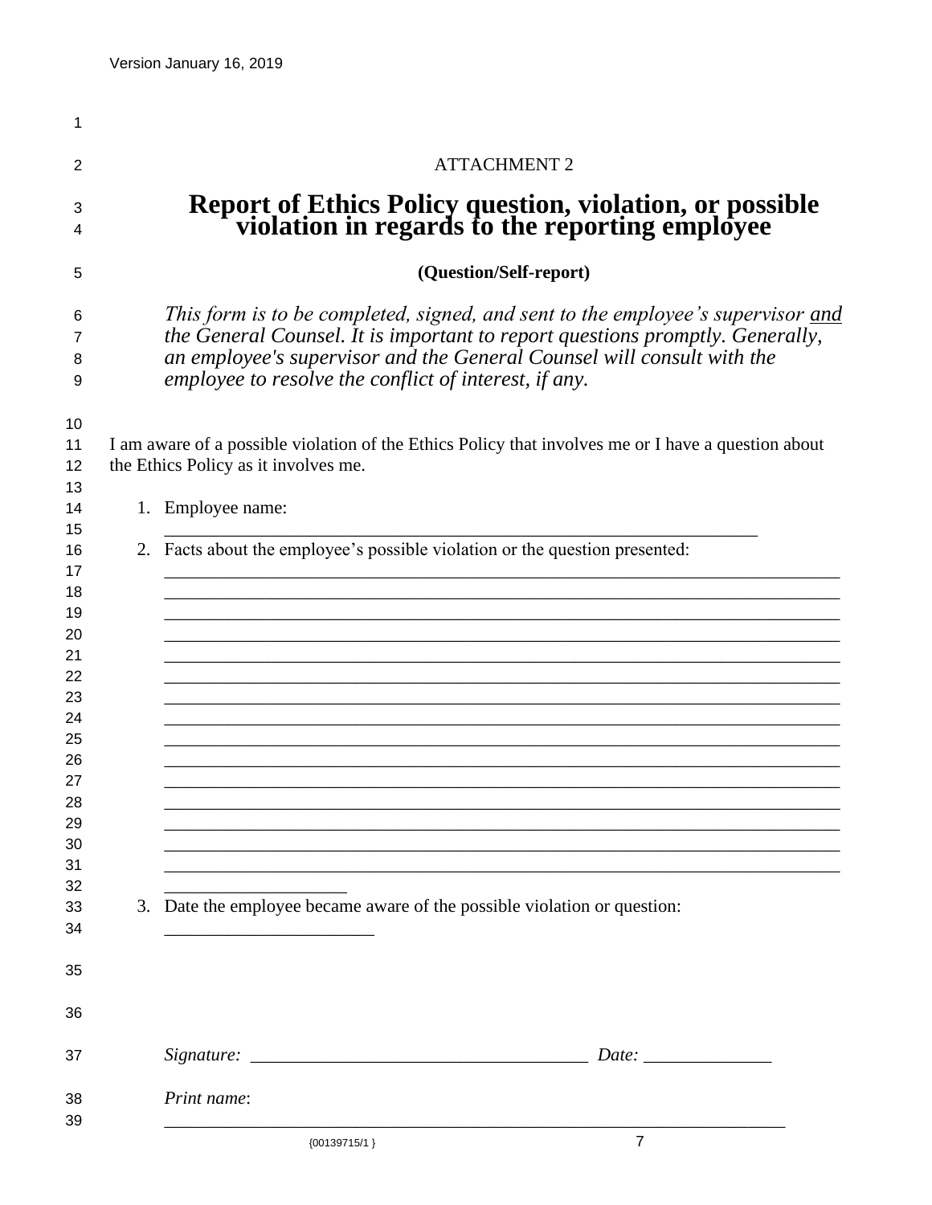ATTACHMENT 2

# Report of Ethics Policy question, violation, or possible violation in regards to the reporting employee

**(Question/Self-report)**

*This form is to be completed, signed, and sent to the employee's supervisor* *<u>and</u>* *the General Counsel. It is important to report questions promptly. Generally, an employee's supervisor and the General Counsel will consult with the employee to resolve the conflict of interest, if any.*

I am aware of a possible violation of the Ethics Policy that involves me or I have a question about the Ethics Policy as it involves me.

1. Employee name: ________________________________________________________________
2. Facts about the employee's possible violation or the question presented: ________________________________________________________________
________________________________________________________________
________________________________________________________________
________________________________________________________________
________________________________________________________________
________________________________________________________________
________________________________________________________________
________________________________________________________________
________________________________________________________________
________________________________________________________________
________________________________________________________________
________________________________________________________________
________________________________________________________________
________________________________________________________________
________________________________________________________________
____________________
3. Date the employee became aware of the possible violation or question: ______________________

*Signature:* ____________________________________ *Date:* ______________

*Print name*: ________________________________________________________________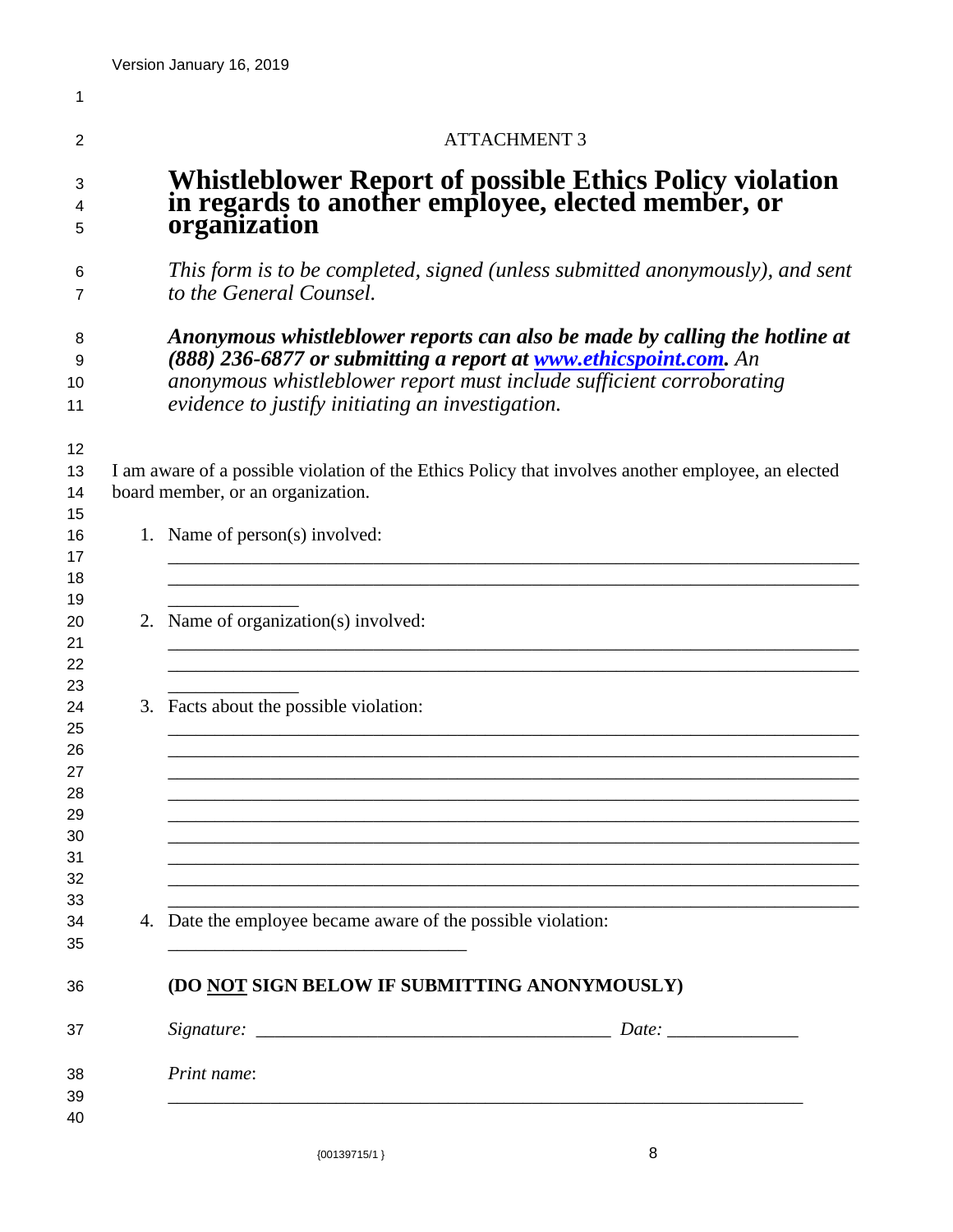Version January 16, 2019

ATTACHMENT 3

# Whistleblower Report of possible Ethics Policy violation in regards to another employee, elected member, or organization

*This form is to be completed, signed (unless submitted anonymously), and sent to the General Counsel.*

***Anonymous whistleblower reports can also be made by calling the hotline at (888) 236-6877 or submitting a report at [www.ethicspoint.com](http://www.ethicspoint.com).*** *An anonymous whistleblower report must include sufficient corroborating evidence to justify initiating an investigation.*

I am aware of a possible violation of the Ethics Policy that involves another employee, an elected board member, or an organization.

1. Name of person(s) involved:

   ______________________________________________________________________________
   ______________________________________________________________________________
   ______________

2. Name of organization(s) involved:

   ______________________________________________________________________________
   ______________________________________________________________________________
   ______________

3. Facts about the possible violation:

   ______________________________________________________________________________
   ______________________________________________________________________________
   ______________________________________________________________________________
   ______________________________________________________________________________
   ______________________________________________________________________________
   ______________________________________________________________________________
   ______________________________________________________________________________
   ______________________________________________________________________________
   ______________________________________________________________________________

4. Date the employee became aware of the possible violation:

   ________________________________

**(DO <u>NOT</u> SIGN BELOW IF SUBMITTING ANONYMOUSLY)**

*Signature:* ________________________________________ *Date:* ______________

*Print name*:

______________________________________________________________________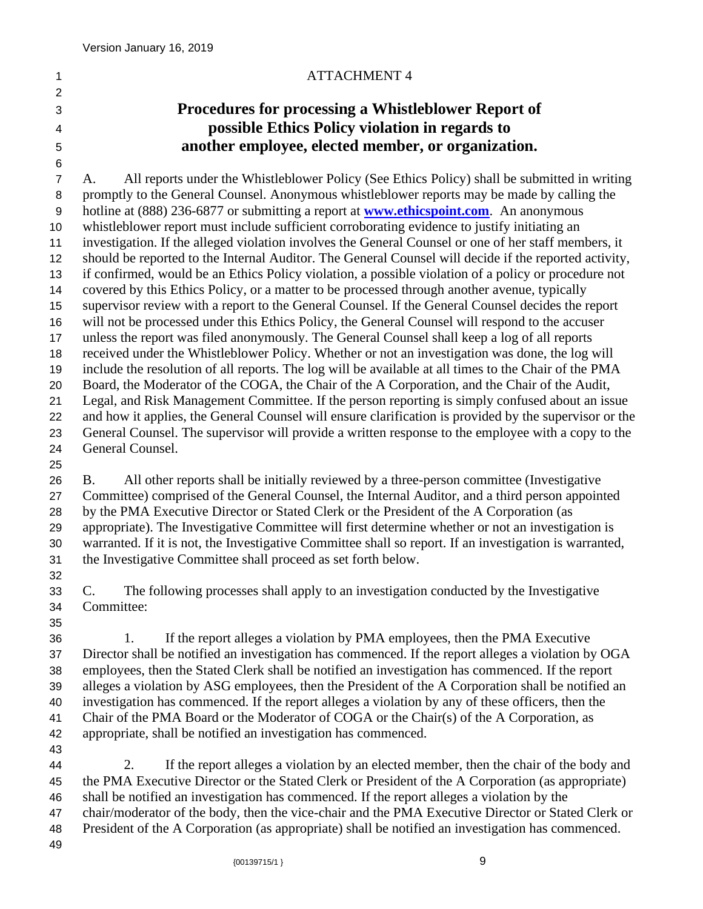ATTACHMENT 4

# Procedures for processing a Whistleblower Report of possible Ethics Policy violation in regards to another employee, elected member, or organization.

A. All reports under the Whistleblower Policy (See Ethics Policy) shall be submitted in writing promptly to the General Counsel. Anonymous whistleblower reports may be made by calling the hotline at (888) 236-6877 or submitting a report at **[www.ethicspoint.com](http://www.ethicspoint.com)**. An anonymous whistleblower report must include sufficient corroborating evidence to justify initiating an investigation. If the alleged violation involves the General Counsel or one of her staff members, it should be reported to the Internal Auditor. The General Counsel will decide if the reported activity, if confirmed, would be an Ethics Policy violation, a possible violation of a policy or procedure not covered by this Ethics Policy, or a matter to be processed through another avenue, typically supervisor review with a report to the General Counsel. If the General Counsel decides the report will not be processed under this Ethics Policy, the General Counsel will respond to the accuser unless the report was filed anonymously. The General Counsel shall keep a log of all reports received under the Whistleblower Policy. Whether or not an investigation was done, the log will include the resolution of all reports. The log will be available at all times to the Chair of the PMA Board, the Moderator of the COGA, the Chair of the A Corporation, and the Chair of the Audit, Legal, and Risk Management Committee. If the person reporting is simply confused about an issue and how it applies, the General Counsel will ensure clarification is provided by the supervisor or the General Counsel. The supervisor will provide a written response to the employee with a copy to the General Counsel.

B. All other reports shall be initially reviewed by a three-person committee (Investigative Committee) comprised of the General Counsel, the Internal Auditor, and a third person appointed by the PMA Executive Director or Stated Clerk or the President of the A Corporation (as appropriate). The Investigative Committee will first determine whether or not an investigation is warranted. If it is not, the Investigative Committee shall so report. If an investigation is warranted, the Investigative Committee shall proceed as set forth below.

C. The following processes shall apply to an investigation conducted by the Investigative Committee:

1. If the report alleges a violation by PMA employees, then the PMA Executive Director shall be notified an investigation has commenced. If the report alleges a violation by OGA employees, then the Stated Clerk shall be notified an investigation has commenced. If the report alleges a violation by ASG employees, then the President of the A Corporation shall be notified an investigation has commenced. If the report alleges a violation by any of these officers, then the Chair of the PMA Board or the Moderator of COGA or the Chair(s) of the A Corporation, as appropriate, shall be notified an investigation has commenced.

2. If the report alleges a violation by an elected member, then the chair of the body and the PMA Executive Director or the Stated Clerk or President of the A Corporation (as appropriate) shall be notified an investigation has commenced. If the report alleges a violation by the chair/moderator of the body, then the vice-chair and the PMA Executive Director or Stated Clerk or President of the A Corporation (as appropriate) shall be notified an investigation has commenced.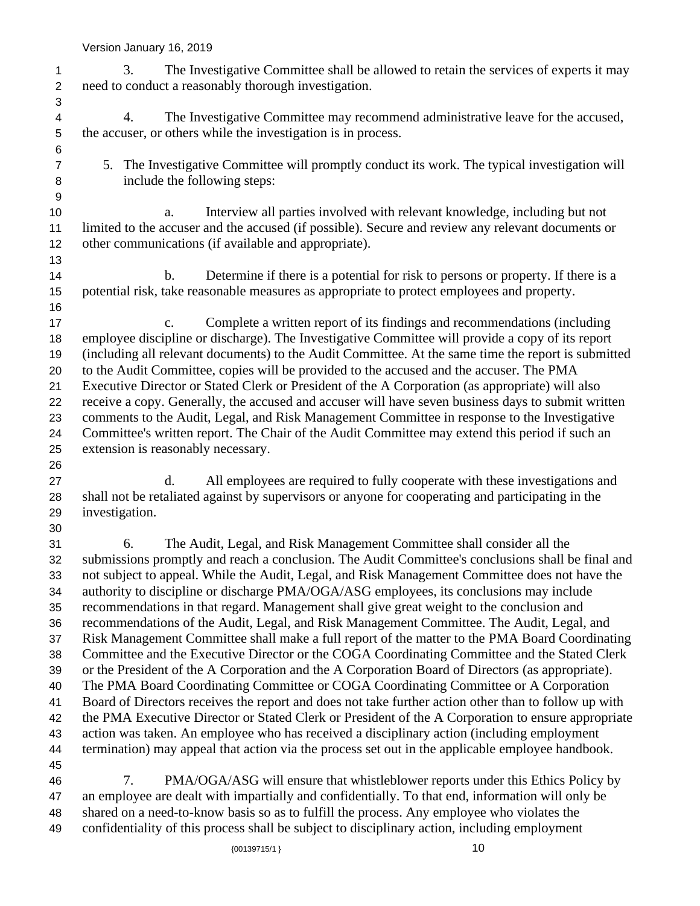3. The Investigative Committee shall be allowed to retain the services of experts it may need to conduct a reasonably thorough investigation.

4. The Investigative Committee may recommend administrative leave for the accused, the accuser, or others while the investigation is in process.

5. The Investigative Committee will promptly conduct its work. The typical investigation will include the following steps:

   a. Interview all parties involved with relevant knowledge, including but not limited to the accuser and the accused (if possible). Secure and review any relevant documents or other communications (if available and appropriate).

   b. Determine if there is a potential for risk to persons or property. If there is a potential risk, take reasonable measures as appropriate to protect employees and property.

   c. Complete a written report of its findings and recommendations (including employee discipline or discharge). The Investigative Committee will provide a copy of its report (including all relevant documents) to the Audit Committee. At the same time the report is submitted to the Audit Committee, copies will be provided to the accused and the accuser. The PMA Executive Director or Stated Clerk or President of the A Corporation (as appropriate) will also receive a copy. Generally, the accused and accuser will have seven business days to submit written comments to the Audit, Legal, and Risk Management Committee in response to the Investigative Committee's written report. The Chair of the Audit Committee may extend this period if such an extension is reasonably necessary.

   d. All employees are required to fully cooperate with these investigations and shall not be retaliated against by supervisors or anyone for cooperating and participating in the investigation.

6. The Audit, Legal, and Risk Management Committee shall consider all the submissions promptly and reach a conclusion. The Audit Committee's conclusions shall be final and not subject to appeal. While the Audit, Legal, and Risk Management Committee does not have the authority to discipline or discharge PMA/OGA/ASG employees, its conclusions may include recommendations in that regard. Management shall give great weight to the conclusion and recommendations of the Audit, Legal, and Risk Management Committee. The Audit, Legal, and Risk Management Committee shall make a full report of the matter to the PMA Board Coordinating Committee and the Executive Director or the COGA Coordinating Committee and the Stated Clerk or the President of the A Corporation and the A Corporation Board of Directors (as appropriate). The PMA Board Coordinating Committee or COGA Coordinating Committee or A Corporation Board of Directors receives the report and does not take further action other than to follow up with the PMA Executive Director or Stated Clerk or President of the A Corporation to ensure appropriate action was taken. An employee who has received a disciplinary action (including employment termination) may appeal that action via the process set out in the applicable employee handbook.

7. PMA/OGA/ASG will ensure that whistleblower reports under this Ethics Policy by an employee are dealt with impartially and confidentially. To that end, information will only be shared on a need-to-know basis so as to fulfill the process. Any employee who violates the confidentiality of this process shall be subject to disciplinary action, including employment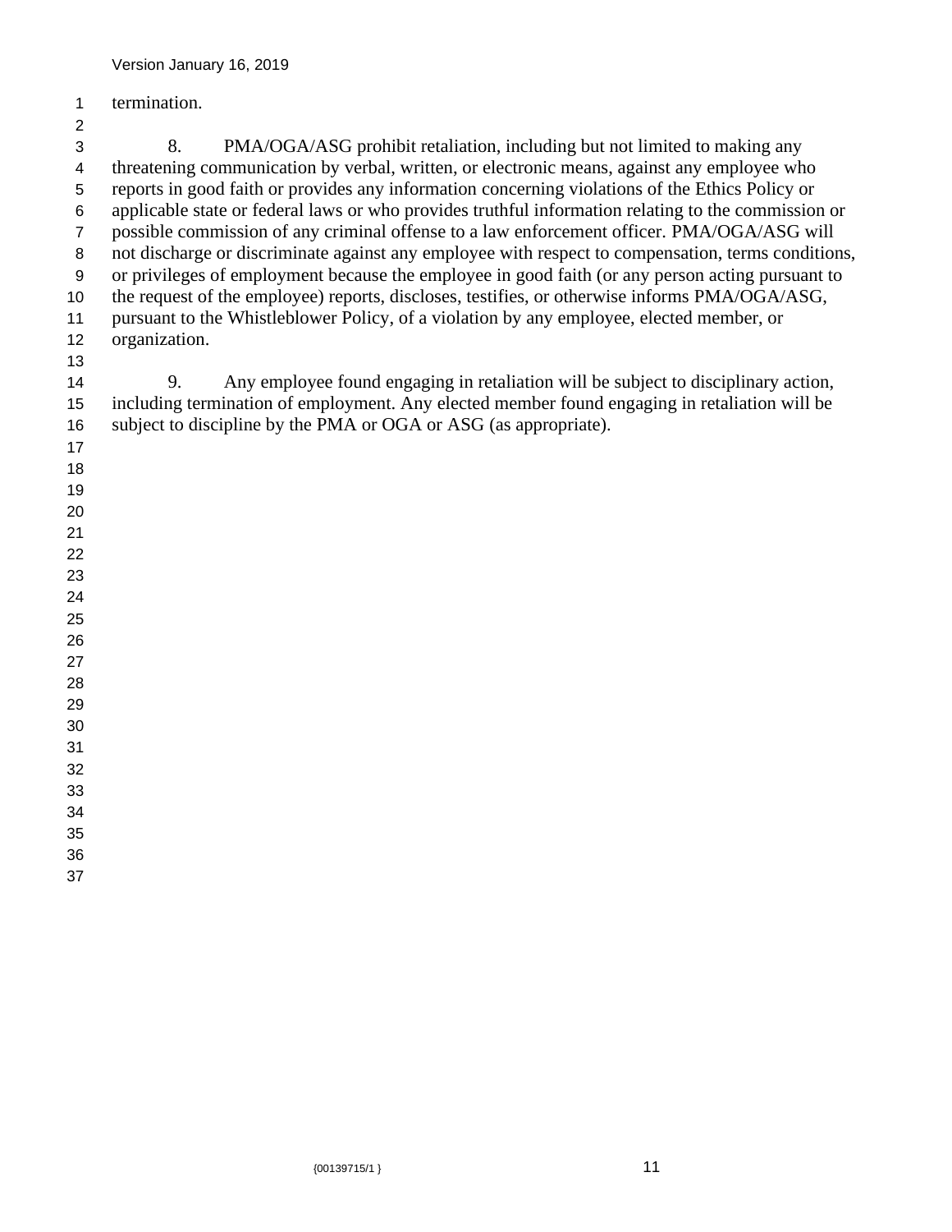termination.

8. PMA/OGA/ASG prohibit retaliation, including but not limited to making any threatening communication by verbal, written, or electronic means, against any employee who reports in good faith or provides any information concerning violations of the Ethics Policy or applicable state or federal laws or who provides truthful information relating to the commission or possible commission of any criminal offense to a law enforcement officer. PMA/OGA/ASG will not discharge or discriminate against any employee with respect to compensation, terms conditions, or privileges of employment because the employee in good faith (or any person acting pursuant to the request of the employee) reports, discloses, testifies, or otherwise informs PMA/OGA/ASG, pursuant to the Whistleblower Policy, of a violation by any employee, elected member, or organization.

9. Any employee found engaging in retaliation will be subject to disciplinary action, including termination of employment. Any elected member found engaging in retaliation will be subject to discipline by the PMA or OGA or ASG (as appropriate).